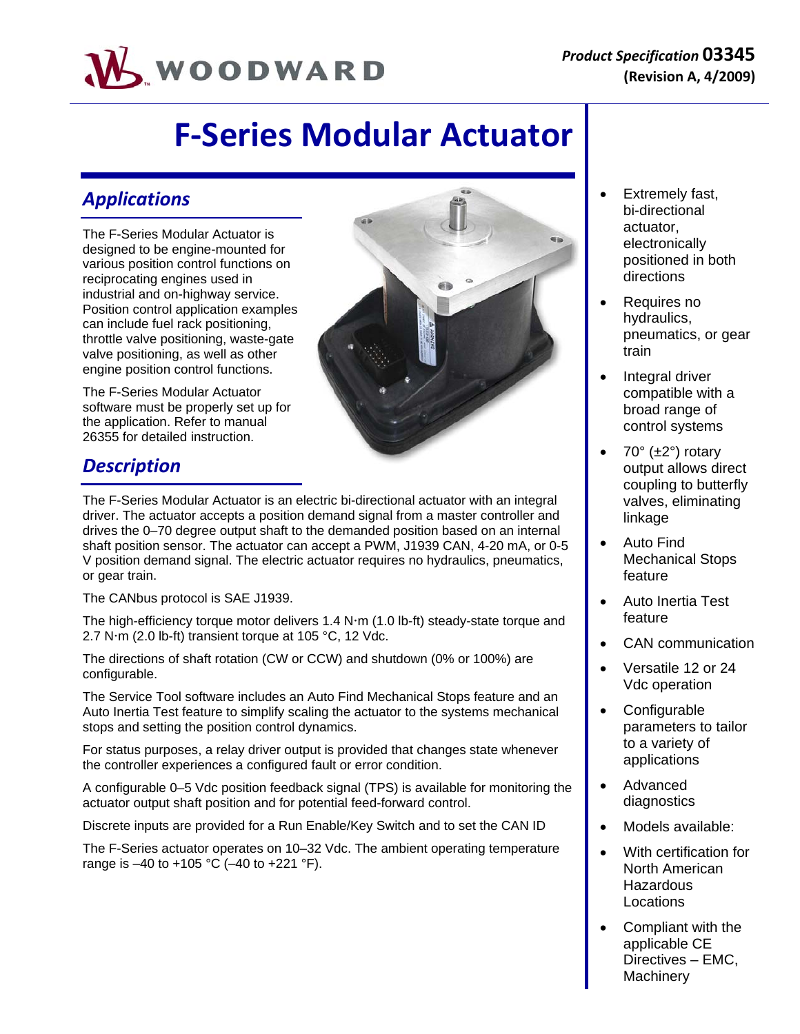Product Specification **03345**
**(Revision A, 4/2009)**

# F-Series Modular Actuator

## Applications

The F-Series Modular Actuator is designed to be engine-mounted for various position control functions on reciprocating engines used in industrial and on-highway service. Position control application examples can include fuel rack positioning, throttle valve positioning, waste-gate valve positioning, as well as other engine position control functions.

The F-Series Modular Actuator software must be properly set up for the application. Refer to manual 26355 for detailed instruction.

## Description

The F-Series Modular Actuator is an electric bi-directional actuator with an integral driver. The actuator accepts a position demand signal from a master controller and drives the 0–70 degree output shaft to the demanded position based on an internal shaft position sensor. The actuator can accept a PWM, J1939 CAN, 4-20 mA, or 0-5 V position demand signal. The electric actuator requires no hydraulics, pneumatics, or gear train.

The CANbus protocol is SAE J1939.

The high-efficiency torque motor delivers 1.4 N·m (1.0 lb-ft) steady-state torque and 2.7 N·m (2.0 lb-ft) transient torque at 105 °C, 12 Vdc.

The directions of shaft rotation (CW or CCW) and shutdown (0% or 100%) are configurable.

The Service Tool software includes an Auto Find Mechanical Stops feature and an Auto Inertia Test feature to simplify scaling the actuator to the systems mechanical stops and setting the position control dynamics.

For status purposes, a relay driver output is provided that changes state whenever the controller experiences a configured fault or error condition.

A configurable 0–5 Vdc position feedback signal (TPS) is available for monitoring the actuator output shaft position and for potential feed-forward control.

Discrete inputs are provided for a Run Enable/Key Switch and to set the CAN ID

The F-Series actuator operates on 10–32 Vdc. The ambient operating temperature range is –40 to +105 °C (–40 to +221 °F).

- Extremely fast, bi-directional actuator, electronically positioned in both directions
- Requires no hydraulics, pneumatics, or gear train
- Integral driver compatible with a broad range of control systems
- 70° (±2°) rotary output allows direct coupling to butterfly valves, eliminating linkage
- Auto Find Mechanical Stops feature
- Auto Inertia Test feature
- CAN communication
- Versatile 12 or 24 Vdc operation
- Configurable parameters to tailor to a variety of applications
- Advanced diagnostics
- Models available:
- With certification for North American Hazardous Locations
- Compliant with the applicable CE Directives – EMC, Machinery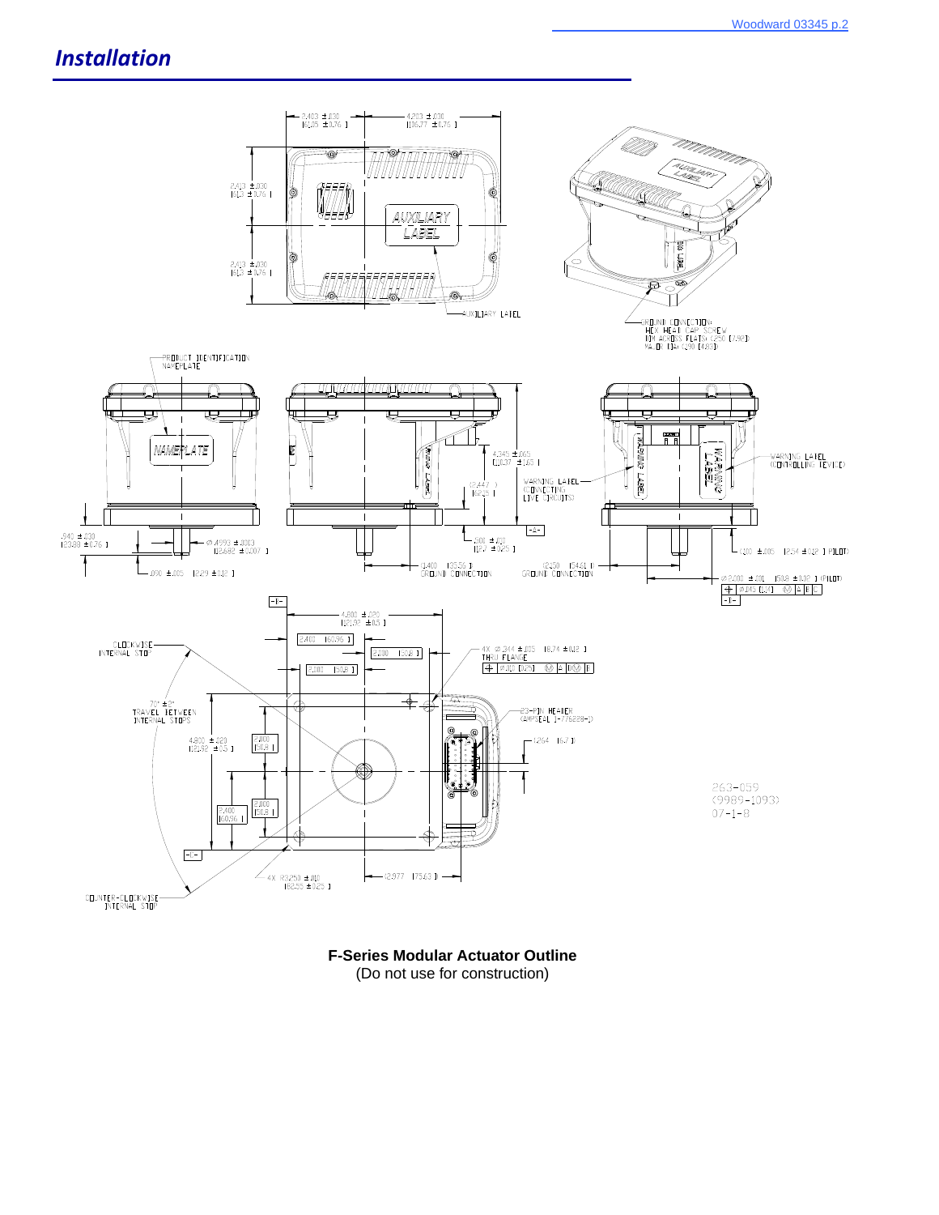# Installation

F-Series Modular Actuator Outline

(Do not use for construction)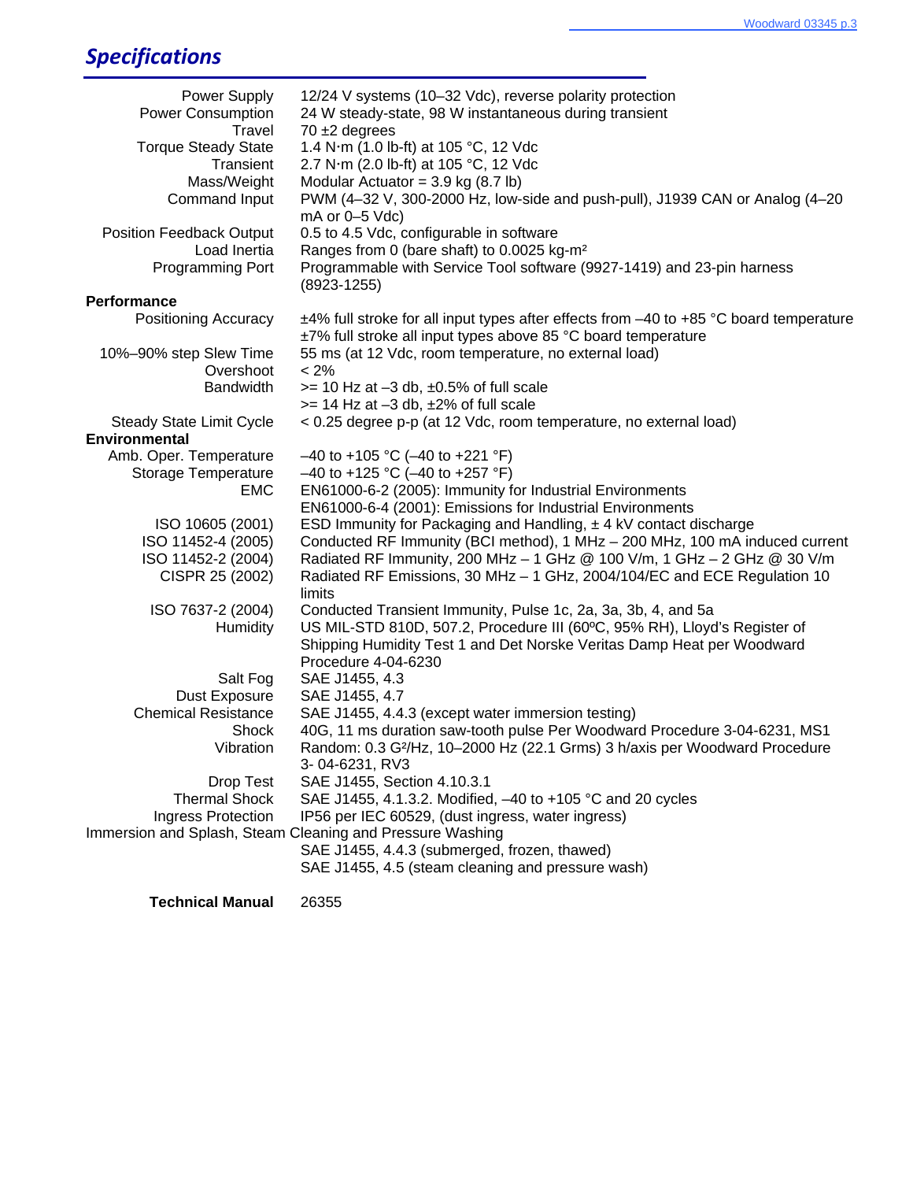## *Specifications*

| | |
|---|---|
| Power Supply | 12/24 V systems (10–32 Vdc), reverse polarity protection |
| Power Consumption | 24 W steady-state, 98 W instantaneous during transient |
| Travel | 70 ±2 degrees |
| Torque Steady State | 1.4 N·m (1.0 lb-ft) at 105 °C, 12 Vdc |
| Transient | 2.7 N·m (2.0 lb-ft) at 105 °C, 12 Vdc |
| Mass/Weight | Modular Actuator = 3.9 kg (8.7 lb) |
| Command Input | PWM (4–32 V, 300-2000 Hz, low-side and push-pull), J1939 CAN or Analog (4–20 mA or 0–5 Vdc) |
| Position Feedback Output | 0.5 to 4.5 Vdc, configurable in software |
| Load Inertia | Ranges from 0 (bare shaft) to 0.0025 kg-m² |
| Programming Port | Programmable with Service Tool software (9927-1419) and 23-pin harness (8923-1255) |
| **Performance** | |
| Positioning Accuracy | ±4% full stroke for all input types after effects from –40 to +85 °C board temperature<br>±7% full stroke all input types above 85 °C board temperature |
| 10%–90% step Slew Time | 55 ms (at 12 Vdc, room temperature, no external load) |
| Overshoot | < 2% |
| Bandwidth | >= 10 Hz at –3 db, ±0.5% of full scale<br>>= 14 Hz at –3 db, ±2% of full scale |
| Steady State Limit Cycle | < 0.25 degree p-p (at 12 Vdc, room temperature, no external load) |
| **Environmental** | |
| Amb. Oper. Temperature | –40 to +105 °C (–40 to +221 °F) |
| Storage Temperature | –40 to +125 °C (–40 to +257 °F) |
| EMC | EN61000-6-2 (2005): Immunity for Industrial Environments<br>EN61000-6-4 (2001): Emissions for Industrial Environments |
| ISO 10605 (2001) | ESD Immunity for Packaging and Handling, ± 4 kV contact discharge |
| ISO 11452-4 (2005) | Conducted RF Immunity (BCI method), 1 MHz – 200 MHz, 100 mA induced current |
| ISO 11452-2 (2004) | Radiated RF Immunity, 200 MHz – 1 GHz @ 100 V/m, 1 GHz – 2 GHz @ 30 V/m |
| CISPR 25 (2002) | Radiated RF Emissions, 30 MHz – 1 GHz, 2004/104/EC and ECE Regulation 10 limits |
| ISO 7637-2 (2004) | Conducted Transient Immunity, Pulse 1c, 2a, 3a, 3b, 4, and 5a |
| Humidity | US MIL-STD 810D, 507.2, Procedure III (60ºC, 95% RH), Lloyd's Register of Shipping Humidity Test 1 and Det Norske Veritas Damp Heat per Woodward Procedure 4-04-6230 |
| Salt Fog | SAE J1455, 4.3 |
| Dust Exposure | SAE J1455, 4.7 |
| Chemical Resistance | SAE J1455, 4.4.3 (except water immersion testing) |
| Shock | 40G, 11 ms duration saw-tooth pulse Per Woodward Procedure 3-04-6231, MS1 |
| Vibration | Random: 0.3 G²/Hz, 10–2000 Hz (22.1 Grms) 3 h/axis per Woodward Procedure 3- 04-6231, RV3 |
| Drop Test | SAE J1455, Section 4.10.3.1 |
| Thermal Shock | SAE J1455, 4.1.3.2. Modified, –40 to +105 °C and 20 cycles |
| Ingress Protection | IP56 per IEC 60529, (dust ingress, water ingress) |
| Immersion and Splash, Steam Cleaning and Pressure Washing | SAE J1455, 4.4.3 (submerged, frozen, thawed)<br>SAE J1455, 4.5 (steam cleaning and pressure wash) |
| **Technical Manual** | 26355 |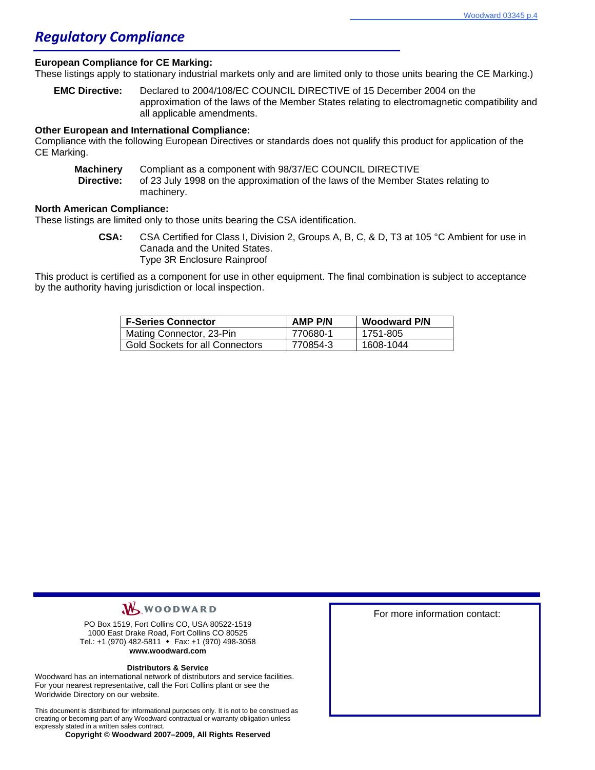## Regulatory Compliance

**European Compliance for CE Marking:**
These listings apply to stationary industrial markets only and are limited only to those units bearing the CE Marking.)

**EMC Directive:** Declared to 2004/108/EC COUNCIL DIRECTIVE of 15 December 2004 on the approximation of the laws of the Member States relating to electromagnetic compatibility and all applicable amendments.

**Other European and International Compliance:**
Compliance with the following European Directives or standards does not qualify this product for application of the CE Marking.

**Machinery Directive:** Compliant as a component with 98/37/EC COUNCIL DIRECTIVE of 23 July 1998 on the approximation of the laws of the Member States relating to machinery.

**North American Compliance:**
These listings are limited only to those units bearing the CSA identification.

**CSA:** CSA Certified for Class I, Division 2, Groups A, B, C, & D, T3 at 105 °C Ambient for use in Canada and the United States.
Type 3R Enclosure Rainproof

This product is certified as a component for use in other equipment. The final combination is subject to acceptance by the authority having jurisdiction or local inspection.

| F-Series Connector | AMP P/N | Woodward P/N |
|---|---|---|
| Mating Connector, 23-Pin | 770680-1 | 1751-805 |
| Gold Sockets for all Connectors | 770854-3 | 1608-1044 |

WOODWARD

PO Box 1519, Fort Collins CO, USA 80522-1519
1000 East Drake Road, Fort Collins CO 80525
Tel.: +1 (970) 482-5811 ◆ Fax: +1 (970) 498-3058
**www.woodward.com**

**Distributors & Service**
Woodward has an international network of distributors and service facilities. For your nearest representative, call the Fort Collins plant or see the Worldwide Directory on our website.

This document is distributed for informational purposes only. It is not to be construed as creating or becoming part of any Woodward contractual or warranty obligation unless expressly stated in a written sales contract.

**Copyright © Woodward 2007–2009, All Rights Reserved**

For more information contact: